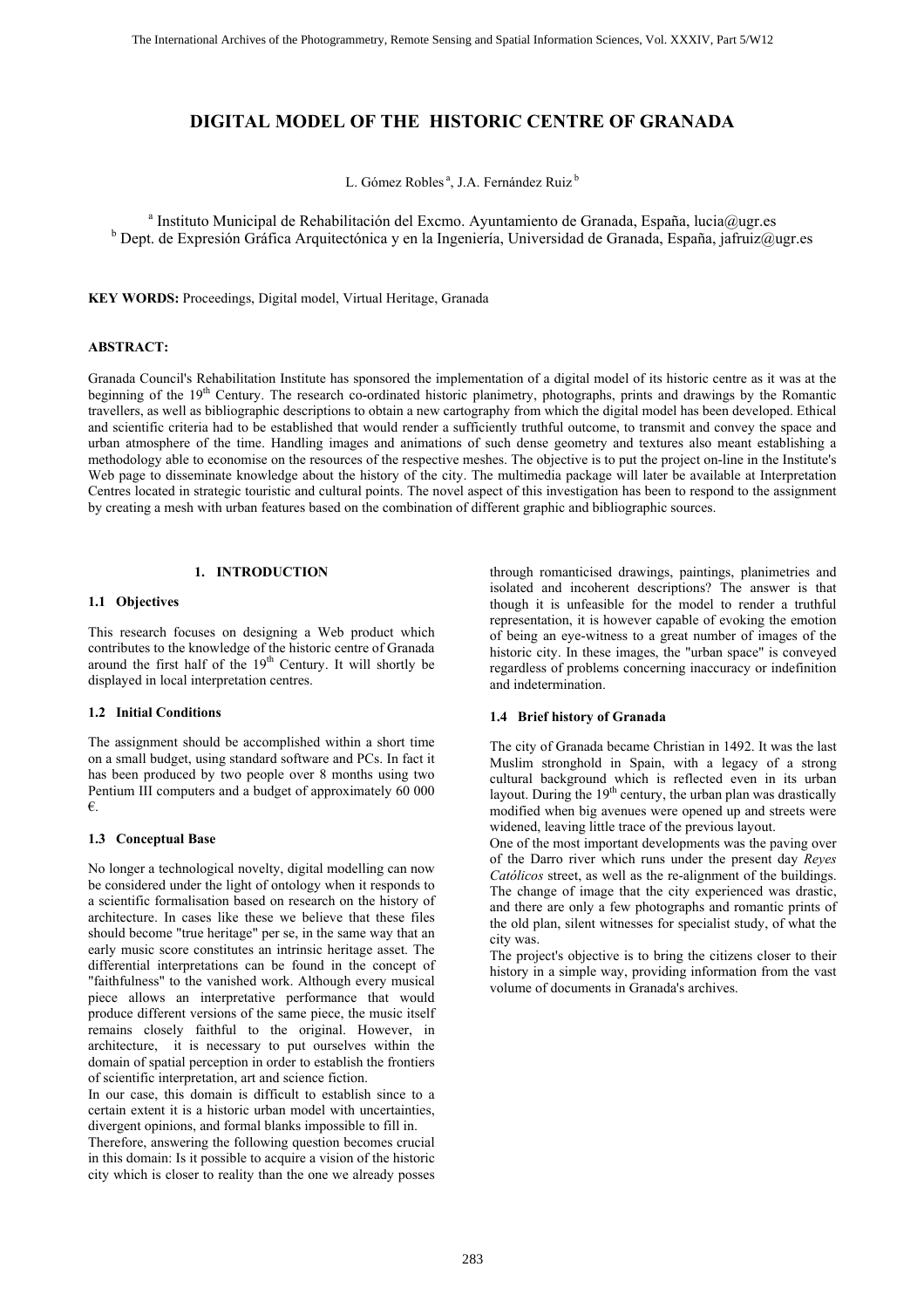# DIGITAL MODEL OF THE HISTORIC CENTRE OF GRANADA

L. Gómez Robles [a], J.A. Fernández Ruiz [b]

[a] Instituto Municipal de Rehabilitación del Excmo. Ayuntamiento de Granada, España, lucia@ugr.es
[b] Dept. de Expresión Gráfica Arquitectónica y en la Ingeniería, Universidad de Granada, España, jafruiz@ugr.es

**KEY WORDS:** Proceedings, Digital model, Virtual Heritage, Granada

**ABSTRACT:**

Granada Council's Rehabilitation Institute has sponsored the implementation of a digital model of its historic centre as it was at the beginning of the 19th Century. The research co-ordinated historic planimetry, photographs, prints and drawings by the Romantic travellers, as well as bibliographic descriptions to obtain a new cartography from which the digital model has been developed. Ethical and scientific criteria had to be established that would render a sufficiently truthful outcome, to transmit and convey the space and urban atmosphere of the time. Handling images and animations of such dense geometry and textures also meant establishing a methodology able to economise on the resources of the respective meshes. The objective is to put the project on-line in the Institute's Web page to disseminate knowledge about the history of the city. The multimedia package will later be available at Interpretation Centres located in strategic touristic and cultural points. The novel aspect of this investigation has been to respond to the assignment by creating a mesh with urban features based on the combination of different graphic and bibliographic sources.

## 1. INTRODUCTION

### 1.1 Objectives

This research focuses on designing a Web product which contributes to the knowledge of the historic centre of Granada around the first half of the 19th Century. It will shortly be displayed in local interpretation centres.

### 1.2 Initial Conditions

The assignment should be accomplished within a short time on a small budget, using standard software and PCs. In fact it has been produced by two people over 8 months using two Pentium III computers and a budget of approximately 60 000 €.

### 1.3 Conceptual Base

No longer a technological novelty, digital modelling can now be considered under the light of ontology when it responds to a scientific formalisation based on research on the history of architecture. In cases like these we believe that these files should become "true heritage" per se, in the same way that an early music score constitutes an intrinsic heritage asset. The differential interpretations can be found in the concept of "faithfulness" to the vanished work. Although every musical piece allows an interpretative performance that would produce different versions of the same piece, the music itself remains closely faithful to the original. However, in architecture, it is necessary to put ourselves within the domain of spatial perception in order to establish the frontiers of scientific interpretation, art and science fiction.

In our case, this domain is difficult to establish since to a certain extent it is a historic urban model with uncertainties, divergent opinions, and formal blanks impossible to fill in.

Therefore, answering the following question becomes crucial in this domain: Is it possible to acquire a vision of the historic city which is closer to reality than the one we already posses through romanticised drawings, paintings, planimetries and isolated and incoherent descriptions? The answer is that though it is unfeasible for the model to render a truthful representation, it is however capable of evoking the emotion of being an eye-witness to a great number of images of the historic city. In these images, the "urban space" is conveyed regardless of problems concerning inaccuracy or indefinition and indetermination.

### 1.4 Brief history of Granada

The city of Granada became Christian in 1492. It was the last Muslim stronghold in Spain, with a legacy of a strong cultural background which is reflected even in its urban layout. During the 19th century, the urban plan was drastically modified when big avenues were opened up and streets were widened, leaving little trace of the previous layout.

One of the most important developments was the paving over of the Darro river which runs under the present day *Reyes Católicos* street, as well as the re-alignment of the buildings. The change of image that the city experienced was drastic, and there are only a few photographs and romantic prints of the old plan, silent witnesses for specialist study, of what the city was.

The project's objective is to bring the citizens closer to their history in a simple way, providing information from the vast volume of documents in Granada's archives.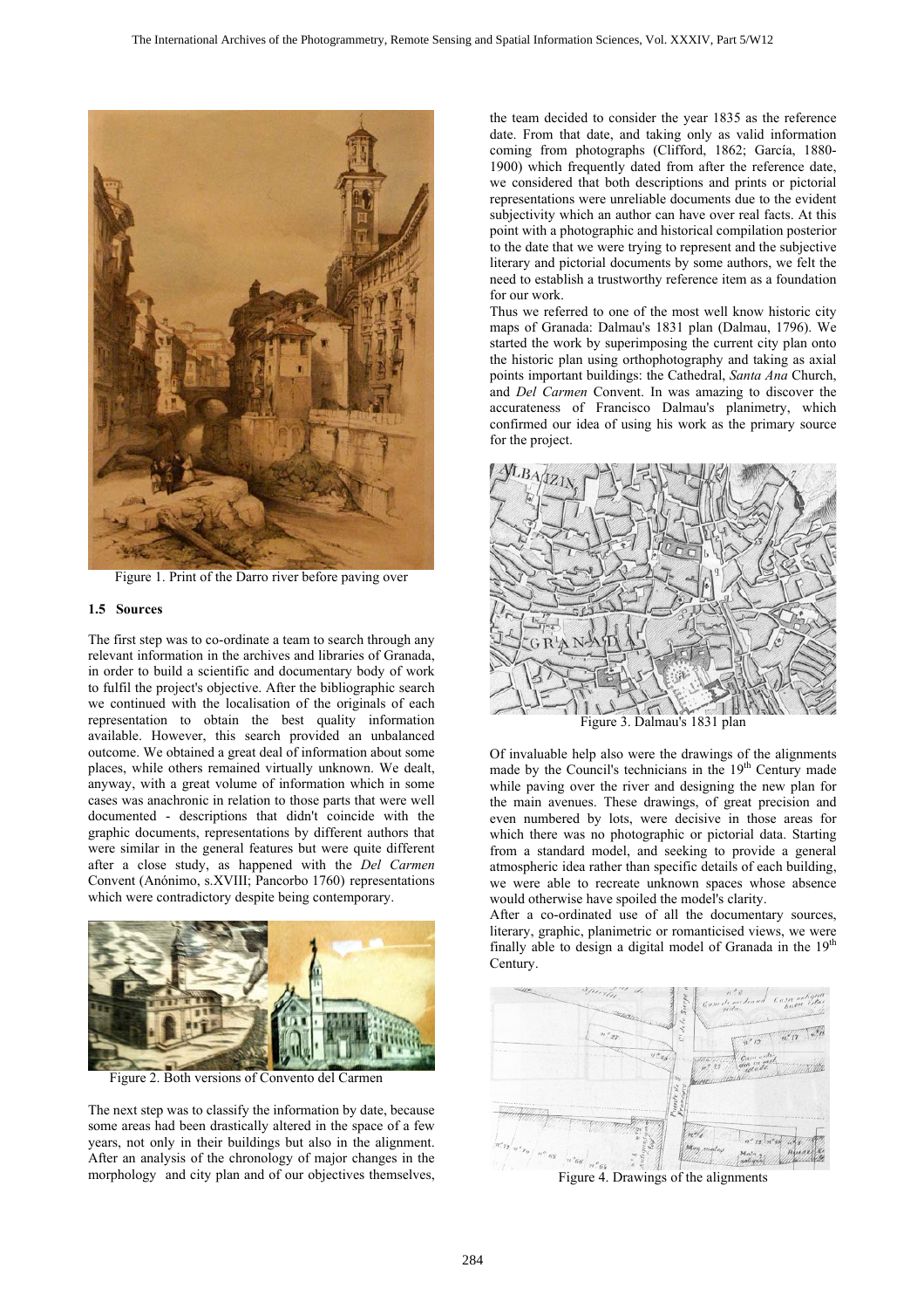Figure 1. Print of the Darro river before paving over

### 1.5 Sources

The first step was to co-ordinate a team to search through any relevant information in the archives and libraries of Granada, in order to build a scientific and documentary body of work to fulfil the project's objective. After the bibliographic search we continued with the localisation of the originals of each representation to obtain the best quality information available. However, this search provided an unbalanced outcome. We obtained a great deal of information about some places, while others remained virtually unknown. We dealt, anyway, with a great volume of information which in some cases was anachronic in relation to those parts that were well documented - descriptions that didn't coincide with the graphic documents, representations by different authors that were similar in the general features but were quite different after a close study, as happened with the *Del Carmen* Convent (Anónimo, s.XVIII; Pancorbo 1760) representations which were contradictory despite being contemporary.

Figure 2. Both versions of Convento del Carmen

The next step was to classify the information by date, because some areas had been drastically altered in the space of a few years, not only in their buildings but also in the alignment. After an analysis of the chronology of major changes in the morphology and city plan and of our objectives themselves, the team decided to consider the year 1835 as the reference date. From that date, and taking only as valid information coming from photographs (Clifford, 1862; García, 1880-1900) which frequently dated from after the reference date, we considered that both descriptions and prints or pictorial representations were unreliable documents due to the evident subjectivity which an author can have over real facts. At this point with a photographic and historical compilation posterior to the date that we were trying to represent and the subjective literary and pictorial documents by some authors, we felt the need to establish a trustworthy reference item as a foundation for our work.

Thus we referred to one of the most well know historic city maps of Granada: Dalmau's 1831 plan (Dalmau, 1796). We started the work by superimposing the current city plan onto the historic plan using orthophotography and taking as axial points important buildings: the Cathedral, *Santa Ana* Church, and *Del Carmen* Convent. In was amazing to discover the accurateness of Francisco Dalmau's planimetry, which confirmed our idea of using his work as the primary source for the project.

Figure 3. Dalmau's 1831 plan

Of invaluable help also were the drawings of the alignments made by the Council's technicians in the 19th Century made while paving over the river and designing the new plan for the main avenues. These drawings, of great precision and even numbered by lots, were decisive in those areas for which there was no photographic or pictorial data. Starting from a standard model, and seeking to provide a general atmospheric idea rather than specific details of each building, we were able to recreate unknown spaces whose absence would otherwise have spoiled the model's clarity.

After a co-ordinated use of all the documentary sources, literary, graphic, planimetric or romanticised views, we were finally able to design a digital model of Granada in the 19th Century.

Figure 4. Drawings of the alignments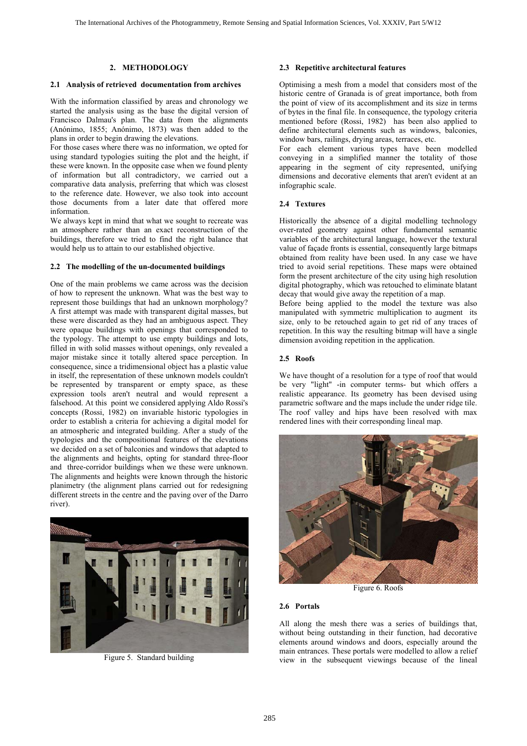## 2. METHODOLOGY

### 2.1 Analysis of retrieved documentation from archives

With the information classified by areas and chronology we started the analysis using as the base the digital version of Francisco Dalmau's plan. The data from the alignments (Anónimo, 1855; Anónimo, 1873) was then added to the plans in order to begin drawing the elevations.

For those cases where there was no information, we opted for using standard typologies suiting the plot and the height, if these were known. In the opposite case when we found plenty of information but all contradictory, we carried out a comparative data analysis, preferring that which was closest to the reference date. However, we also took into account those documents from a later date that offered more information.

We always kept in mind that what we sought to recreate was an atmosphere rather than an exact reconstruction of the buildings, therefore we tried to find the right balance that would help us to attain to our established objective.

### 2.2 The modelling of the un-documented buildings

One of the main problems we came across was the decision of how to represent the unknown. What was the best way to represent those buildings that had an unknown morphology? A first attempt was made with transparent digital masses, but these were discarded as they had an ambiguous aspect. They were opaque buildings with openings that corresponded to the typology. The attempt to use empty buildings and lots, filled in with solid masses without openings, only revealed a major mistake since it totally altered space perception. In consequence, since a tridimensional object has a plastic value in itself, the representation of these unknown models couldn't be represented by transparent or empty space, as these expression tools aren't neutral and would represent a falsehood. At this point we considered applying Aldo Rossi's concepts (Rossi, 1982) on invariable historic typologies in order to establish a criteria for achieving a digital model for an atmospheric and integrated building. After a study of the typologies and the compositional features of the elevations we decided on a set of balconies and windows that adapted to the alignments and heights, opting for standard three-floor and three-corridor buildings when we these were unknown. The alignments and heights were known through the historic planimetry (the alignment plans carried out for redesigning different streets in the centre and the paving over of the Darro river).

Figure 5. Standard building

### 2.3 Repetitive architectural features

Optimising a mesh from a model that considers most of the historic centre of Granada is of great importance, both from the point of view of its accomplishment and its size in terms of bytes in the final file. In consequence, the typology criteria mentioned before (Rossi, 1982) has been also applied to define architectural elements such as windows, balconies, window bars, railings, drying areas, terraces, etc.

For each element various types have been modelled conveying in a simplified manner the totality of those appearing in the segment of city represented, unifying dimensions and decorative elements that aren't evident at an infographic scale.

### 2.4 Textures

Historically the absence of a digital modelling technology over-rated geometry against other fundamental semantic variables of the architectural language, however the textural value of façade fronts is essential, consequently large bitmaps obtained from reality have been used. In any case we have tried to avoid serial repetitions. These maps were obtained form the present architecture of the city using high resolution digital photography, which was retouched to eliminate blatant decay that would give away the repetition of a map.

Before being applied to the model the texture was also manipulated with symmetric multiplication to augment its size, only to be retouched again to get rid of any traces of repetition. In this way the resulting bitmap will have a single dimension avoiding repetition in the application.

### 2.5 Roofs

We have thought of a resolution for a type of roof that would be very "light" -in computer terms- but which offers a realistic appearance. Its geometry has been devised using parametric software and the maps include the under ridge tile. The roof valley and hips have been resolved with max rendered lines with their corresponding lineal map.

Figure 6. Roofs

### 2.6 Portals

All along the mesh there was a series of buildings that, without being outstanding in their function, had decorative elements around windows and doors, especially around the main entrances. These portals were modelled to allow a relief view in the subsequent viewings because of the lineal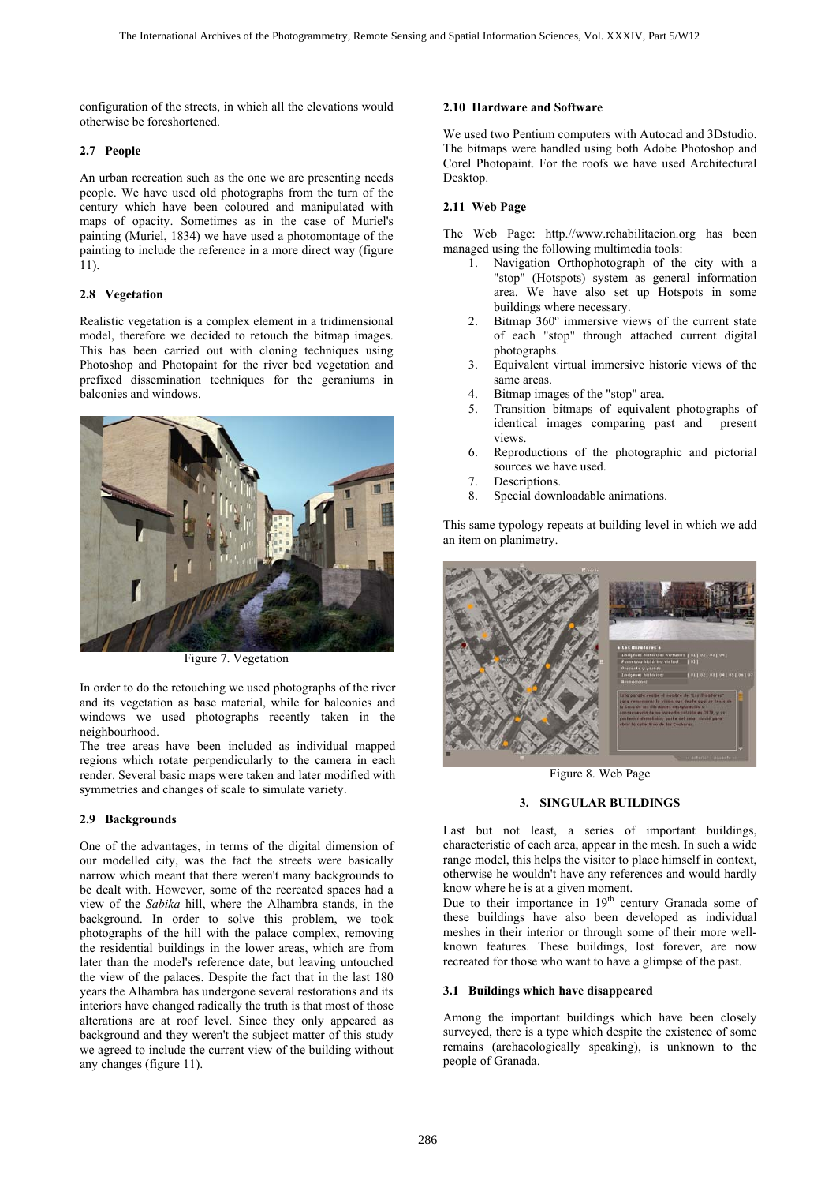configuration of the streets, in which all the elevations would otherwise be foreshortened.

### 2.7 People

An urban recreation such as the one we are presenting needs people. We have used old photographs from the turn of the century which have been coloured and manipulated with maps of opacity. Sometimes as in the case of Muriel's painting (Muriel, 1834) we have used a photomontage of the painting to include the reference in a more direct way (figure 11).

### 2.8 Vegetation

Realistic vegetation is a complex element in a tridimensional model, therefore we decided to retouch the bitmap images. This has been carried out with cloning techniques using Photoshop and Photopaint for the river bed vegetation and prefixed dissemination techniques for the geraniums in balconies and windows.

Figure 7. Vegetation

In order to do the retouching we used photographs of the river and its vegetation as base material, while for balconies and windows we used photographs recently taken in the neighbourhood.

The tree areas have been included as individual mapped regions which rotate perpendicularly to the camera in each render. Several basic maps were taken and later modified with symmetries and changes of scale to simulate variety.

### 2.9 Backgrounds

One of the advantages, in terms of the digital dimension of our modelled city, was the fact the streets were basically narrow which meant that there weren't many backgrounds to be dealt with. However, some of the recreated spaces had a view of the *Sabika* hill, where the Alhambra stands, in the background. In order to solve this problem, we took photographs of the hill with the palace complex, removing the residential buildings in the lower areas, which are from later than the model's reference date, but leaving untouched the view of the palaces. Despite the fact that in the last 180 years the Alhambra has undergone several restorations and its interiors have changed radically the truth is that most of those alterations are at roof level. Since they only appeared as background and they weren't the subject matter of this study we agreed to include the current view of the building without any changes (figure 11).

### 2.10 Hardware and Software

We used two Pentium computers with Autocad and 3Dstudio. The bitmaps were handled using both Adobe Photoshop and Corel Photopaint. For the roofs we have used Architectural Desktop.

### 2.11 Web Page

The Web Page: http.//www.rehabilitacion.org has been managed using the following multimedia tools:

1. Navigation Orthophotograph of the city with a "stop" (Hotspots) system as general information area. We have also set up Hotspots in some buildings where necessary.
2. Bitmap 360º immersive views of the current state of each "stop" through attached current digital photographs.
3. Equivalent virtual immersive historic views of the same areas.
4. Bitmap images of the "stop" area.
5. Transition bitmaps of equivalent photographs of identical images comparing past and present views.
6. Reproductions of the photographic and pictorial sources we have used.
7. Descriptions.
8. Special downloadable animations.

This same typology repeats at building level in which we add an item on planimetry.

Figure 8. Web Page

## 3. SINGULAR BUILDINGS

Last but not least, a series of important buildings, characteristic of each area, appear in the mesh. In such a wide range model, this helps the visitor to place himself in context, otherwise he wouldn't have any references and would hardly know where he is at a given moment.

Due to their importance in 19th century Granada some of these buildings have also been developed as individual meshes in their interior or through some of their more well-known features. These buildings, lost forever, are now recreated for those who want to have a glimpse of the past.

### 3.1 Buildings which have disappeared

Among the important buildings which have been closely surveyed, there is a type which despite the existence of some remains (archaeologically speaking), is unknown to the people of Granada.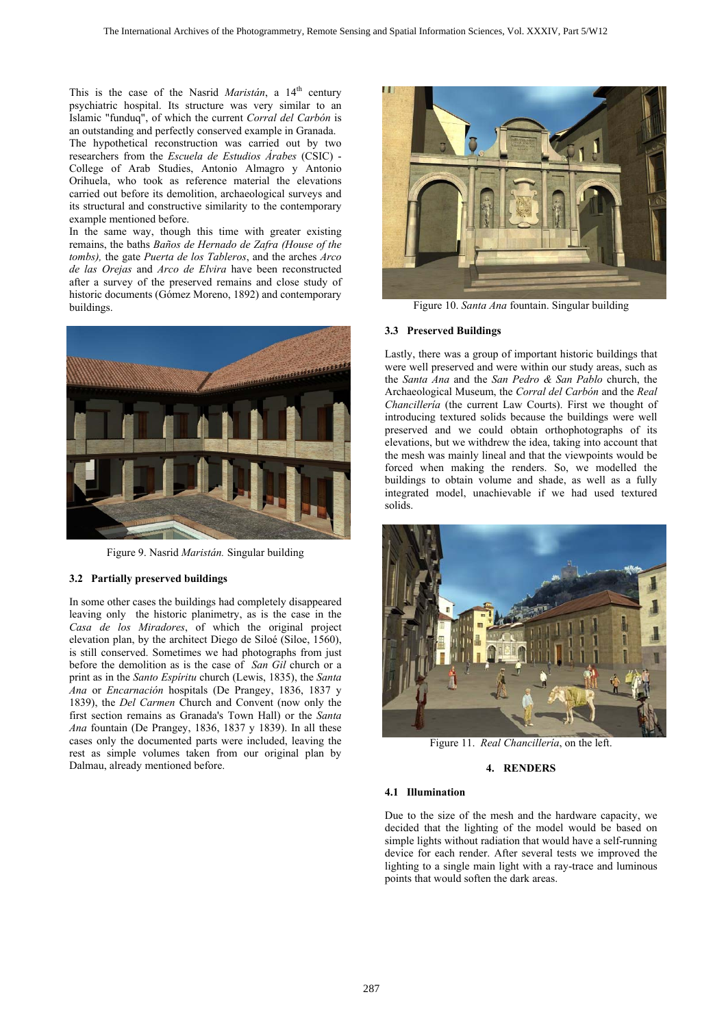This is the case of the Nasrid *Maristán*, a 14th century psychiatric hospital. Its structure was very similar to an Islamic "funduq", of which the current *Corral del Carbón* is an outstanding and perfectly conserved example in Granada.

The hypothetical reconstruction was carried out by two researchers from the *Escuela de Estudios Árabes* (CSIC) - College of Arab Studies, Antonio Almagro y Antonio Orihuela, who took as reference material the elevations carried out before its demolition, archaeological surveys and its structural and constructive similarity to the contemporary example mentioned before.

In the same way, though this time with greater existing remains, the baths *Baños de Hernado de Zafra (House of the tombs),* the gate *Puerta de los Tableros*, and the arches *Arco de las Orejas* and *Arco de Elvira* have been reconstructed after a survey of the preserved remains and close study of historic documents (Gómez Moreno, 1892) and contemporary buildings.

Figure 9. Nasrid *Maristán.* Singular building

### 3.2 Partially preserved buildings

In some other cases the buildings had completely disappeared leaving only the historic planimetry, as is the case in the *Casa de los Miradores*, of which the original project elevation plan, by the architect Diego de Siloé (Siloe, 1560), is still conserved. Sometimes we had photographs from just before the demolition as is the case of *San Gil* church or a print as in the *Santo Espíritu* church (Lewis, 1835), the *Santa Ana* or *Encarnación* hospitals (De Prangey, 1836, 1837 y 1839), the *Del Carmen* Church and Convent (now only the first section remains as Granada's Town Hall) or the *Santa Ana* fountain (De Prangey, 1836, 1837 y 1839). In all these cases only the documented parts were included, leaving the rest as simple volumes taken from our original plan by Dalmau, already mentioned before.

Figure 10. *Santa Ana* fountain. Singular building

### 3.3 Preserved Buildings

Lastly, there was a group of important historic buildings that were well preserved and were within our study areas, such as the *Santa Ana* and the *San Pedro & San Pablo* church, the Archaeological Museum, the *Corral del Carbón* and the *Real Chancillería* (the current Law Courts). First we thought of introducing textured solids because the buildings were well preserved and we could obtain orthophotographs of its elevations, but we withdrew the idea, taking into account that the mesh was mainly lineal and that the viewpoints would be forced when making the renders. So, we modelled the buildings to obtain volume and shade, as well as a fully integrated model, unachievable if we had used textured solids.

Figure 11. *Real Chancillería*, on the left.

## 4. RENDERS

### 4.1 Illumination

Due to the size of the mesh and the hardware capacity, we decided that the lighting of the model would be based on simple lights without radiation that would have a self-running device for each render. After several tests we improved the lighting to a single main light with a ray-trace and luminous points that would soften the dark areas.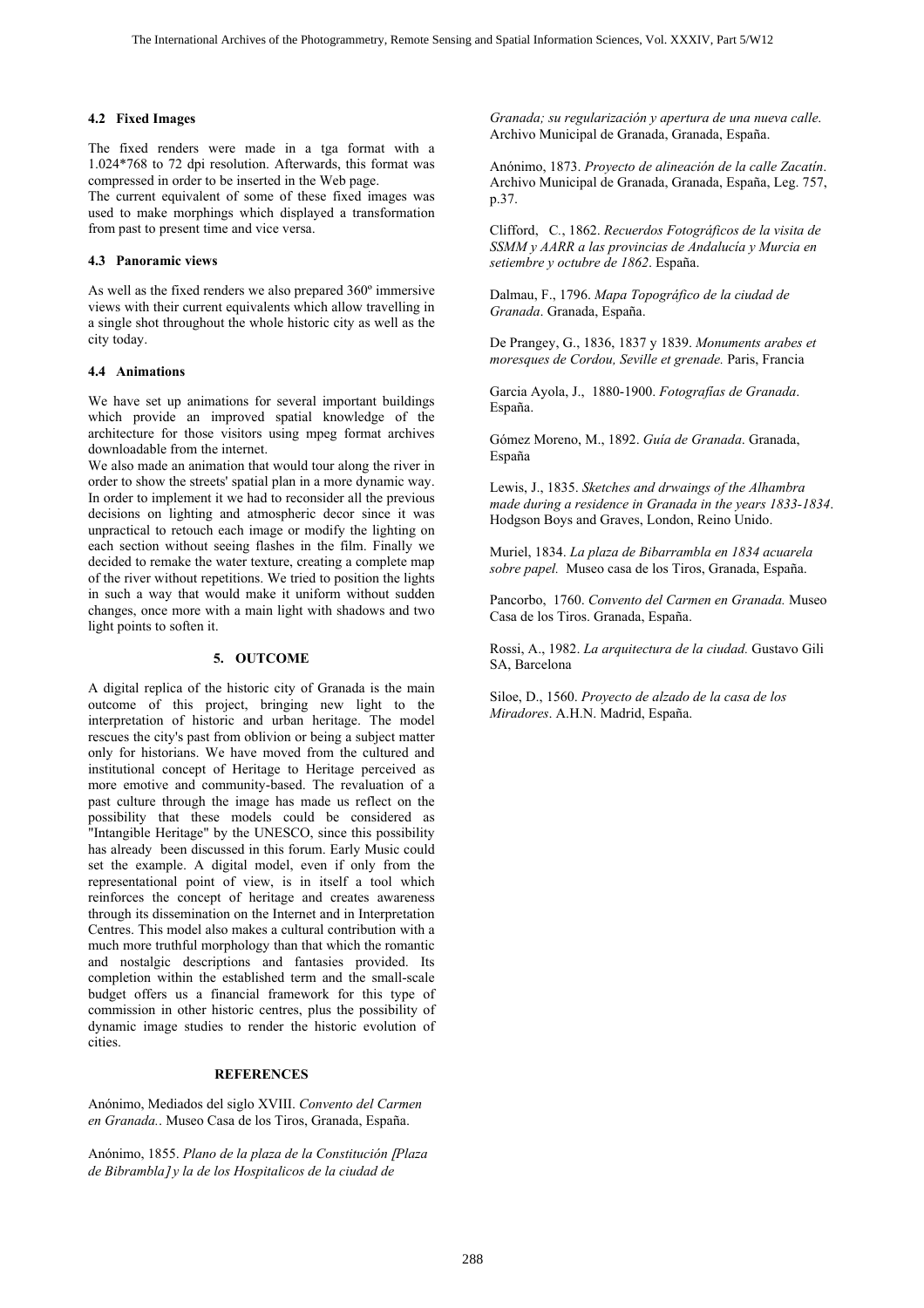### 4.2 Fixed Images

The fixed renders were made in a tga format with a 1.024*768 to 72 dpi resolution. Afterwards, this format was compressed in order to be inserted in the Web page.
The current equivalent of some of these fixed images was used to make morphings which displayed a transformation from past to present time and vice versa.

### 4.3 Panoramic views

As well as the fixed renders we also prepared 360º immersive views with their current equivalents which allow travelling in a single shot throughout the whole historic city as well as the city today.

### 4.4 Animations

We have set up animations for several important buildings which provide an improved spatial knowledge of the architecture for those visitors using mpeg format archives downloadable from the internet.
We also made an animation that would tour along the river in order to show the streets' spatial plan in a more dynamic way. In order to implement it we had to reconsider all the previous decisions on lighting and atmospheric decor since it was unpractical to retouch each image or modify the lighting on each section without seeing flashes in the film. Finally we decided to remake the water texture, creating a complete map of the river without repetitions. We tried to position the lights in such a way that would make it uniform without sudden changes, once more with a main light with shadows and two light points to soften it.

## 5. OUTCOME

A digital replica of the historic city of Granada is the main outcome of this project, bringing new light to the interpretation of historic and urban heritage. The model rescues the city's past from oblivion or being a subject matter only for historians. We have moved from the cultured and institutional concept of Heritage to Heritage perceived as more emotive and community-based. The revaluation of a past culture through the image has made us reflect on the possibility that these models could be considered as "Intangible Heritage" by the UNESCO, since this possibility has already been discussed in this forum. Early Music could set the example. A digital model, even if only from the representational point of view, is in itself a tool which reinforces the concept of heritage and creates awareness through its dissemination on the Internet and in Interpretation Centres. This model also makes a cultural contribution with a much more truthful morphology than that which the romantic and nostalgic descriptions and fantasies provided. Its completion within the established term and the small-scale budget offers us a financial framework for this type of commission in other historic centres, plus the possibility of dynamic image studies to render the historic evolution of cities.

## REFERENCES

Anónimo, Mediados del siglo XVIII. *Convento del Carmen en Granada.*. Museo Casa de los Tiros, Granada, España.

Anónimo, 1855. *Plano de la plaza de la Constitución [Plaza de Bibrambla] y la de los Hospitalicos de la ciudad de Granada; su regularización y apertura de una nueva calle.* Archivo Municipal de Granada, Granada, España.

Anónimo, 1873. *Proyecto de alineación de la calle Zacatín.* Archivo Municipal de Granada, Granada, España, Leg. 757, p.37.

Clifford, C., 1862. *Recuerdos Fotográficos de la visita de SSMM y AARR a las provincias de Andalucía y Murcia en setiembre y octubre de 1862*. España.

Dalmau, F., 1796. *Mapa Topográfico de la ciudad de Granada*. Granada, España.

De Prangey, G., 1836, 1837 y 1839. *Monuments arabes et moresques de Cordou, Seville et grenade.* Paris, Francia

Garcia Ayola, J., 1880-1900. *Fotografías de Granada*. España.

Gómez Moreno, M., 1892. *Guía de Granada*. Granada, España

Lewis, J., 1835. *Sketches and drwaings of the Alhambra made during a residence in Granada in the years 1833-1834*. Hodgson Boys and Graves, London, Reino Unido.

Muriel, 1834. *La plaza de Bibarrambla en 1834 acuarela sobre papel.* Museo casa de los Tiros, Granada, España.

Pancorbo, 1760. *Convento del Carmen en Granada.* Museo Casa de los Tiros. Granada, España.

Rossi, A., 1982. *La arquitectura de la ciudad.* Gustavo Gili SA, Barcelona

Siloe, D., 1560. *Proyecto de alzado de la casa de los Miradores*. A.H.N. Madrid, España.